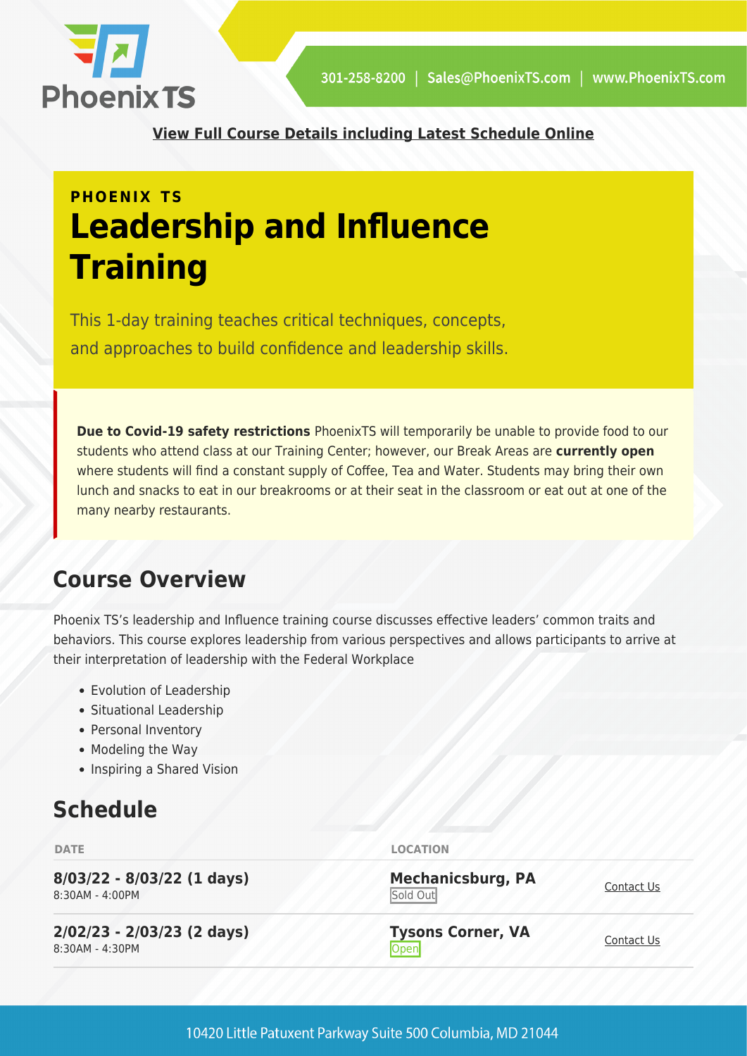301-258-8200 | Sales@PhoenixTS.com | www.PhoenixTS.com

**View Full Course Details including Latest Schedule Online**

**PHOENIX TS**

# Leadership and Influence Training

This 1-day training teaches critical techniques, concepts, and approaches to build confidence and leadership skills.

**Due to Covid-19 safety restrictions** PhoenixTS will temporarily be unable to provide food to our students who attend class at our Training Center; however, our Break Areas are **currently open** where students will find a constant supply of Coffee, Tea and Water. Students may bring their own lunch and snacks to eat in our breakrooms or at their seat in the classroom or eat out at one of the many nearby restaurants.

## Course Overview

Phoenix TS's leadership and Influence training course discusses effective leaders' common traits and behaviors. This course explores leadership from various perspectives and allows participants to arrive at their interpretation of leadership with the Federal Workplace

- Evolution of Leadership
- Situational Leadership
- Personal Inventory
- Modeling the Way
- Inspiring a Shared Vision

## Schedule

| DATE | LOCATION | |
|---|---|---|
| **8/03/22 - 8/03/22 (1 days)**<br>8:30AM - 4:00PM | **Mechanicsburg, PA**<br>Sold Out | Contact Us |
| **2/02/23 - 2/03/23 (2 days)**<br>8:30AM - 4:30PM | **Tysons Corner, VA**<br>Open | Contact Us |

10420 Little Patuxent Parkway Suite 500 Columbia, MD 21044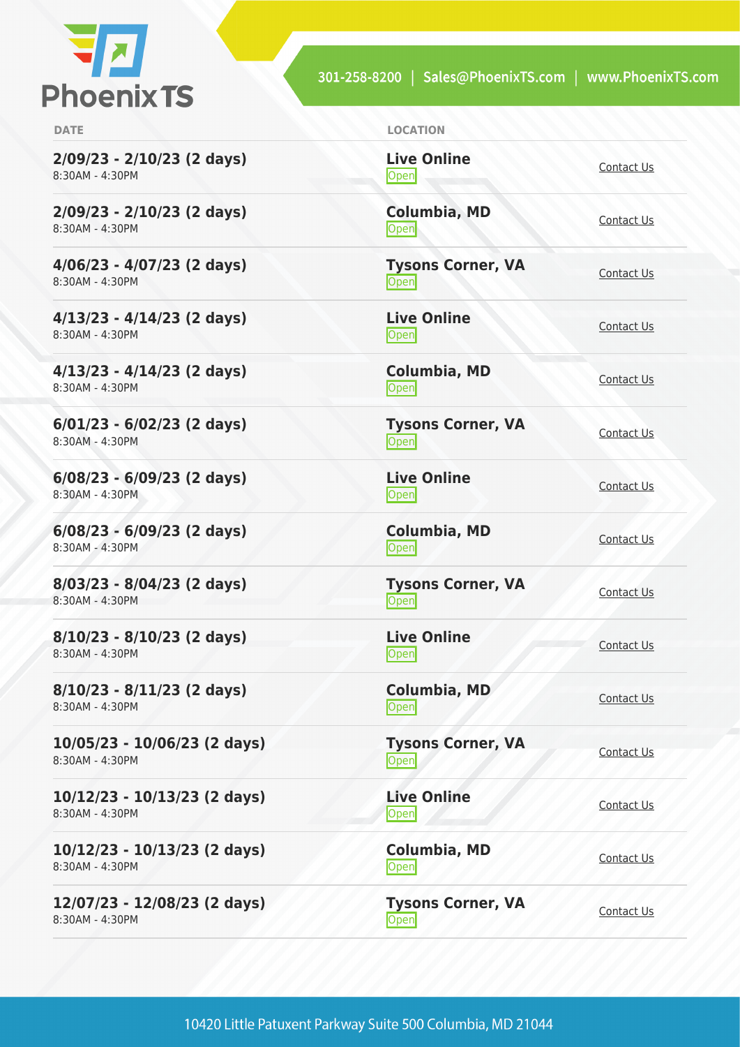| DATE | LOCATION | |
|---|---|---|
| **2/09/23 - 2/10/23 (2 days)**<br>8:30AM - 4:30PM | **Live Online**<br>Open | Contact Us |
| **2/09/23 - 2/10/23 (2 days)**<br>8:30AM - 4:30PM | **Columbia, MD**<br>Open | Contact Us |
| **4/06/23 - 4/07/23 (2 days)**<br>8:30AM - 4:30PM | **Tysons Corner, VA**<br>Open | Contact Us |
| **4/13/23 - 4/14/23 (2 days)**<br>8:30AM - 4:30PM | **Live Online**<br>Open | Contact Us |
| **4/13/23 - 4/14/23 (2 days)**<br>8:30AM - 4:30PM | **Columbia, MD**<br>Open | Contact Us |
| **6/01/23 - 6/02/23 (2 days)**<br>8:30AM - 4:30PM | **Tysons Corner, VA**<br>Open | Contact Us |
| **6/08/23 - 6/09/23 (2 days)**<br>8:30AM - 4:30PM | **Live Online**<br>Open | Contact Us |
| **6/08/23 - 6/09/23 (2 days)**<br>8:30AM - 4:30PM | **Columbia, MD**<br>Open | Contact Us |
| **8/03/23 - 8/04/23 (2 days)**<br>8:30AM - 4:30PM | **Tysons Corner, VA**<br>Open | Contact Us |
| **8/10/23 - 8/10/23 (2 days)**<br>8:30AM - 4:30PM | **Live Online**<br>Open | Contact Us |
| **8/10/23 - 8/11/23 (2 days)**<br>8:30AM - 4:30PM | **Columbia, MD**<br>Open | Contact Us |
| **10/05/23 - 10/06/23 (2 days)**<br>8:30AM - 4:30PM | **Tysons Corner, VA**<br>Open | Contact Us |
| **10/12/23 - 10/13/23 (2 days)**<br>8:30AM - 4:30PM | **Live Online**<br>Open | Contact Us |
| **10/12/23 - 10/13/23 (2 days)**<br>8:30AM - 4:30PM | **Columbia, MD**<br>Open | Contact Us |
| **12/07/23 - 12/08/23 (2 days)**<br>8:30AM - 4:30PM | **Tysons Corner, VA**<br>Open | Contact Us |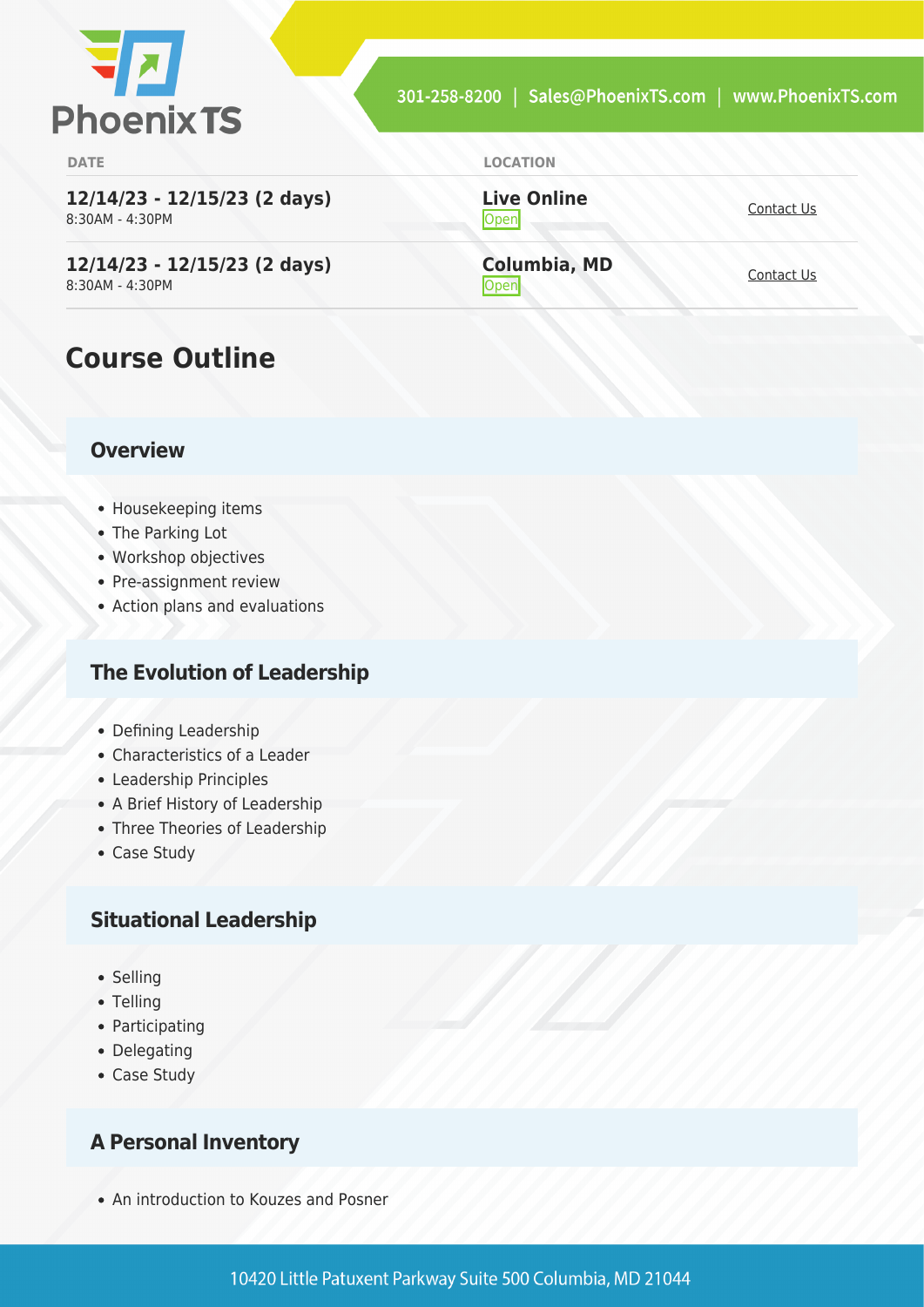| DATE | LOCATION | |
|---|---|---|
| **12/14/23 - 12/15/23 (2 days)**<br>8:30AM - 4:30PM | **Live Online**<br>Open | Contact Us |
| **12/14/23 - 12/15/23 (2 days)**<br>8:30AM - 4:30PM | **Columbia, MD**<br>Open | Contact Us |

# Course Outline

## Overview

- Housekeeping items
- The Parking Lot
- Workshop objectives
- Pre-assignment review
- Action plans and evaluations

## The Evolution of Leadership

- Defining Leadership
- Characteristics of a Leader
- Leadership Principles
- A Brief History of Leadership
- Three Theories of Leadership
- Case Study

## Situational Leadership

- Selling
- Telling
- Participating
- Delegating
- Case Study

## A Personal Inventory

- An introduction to Kouzes and Posner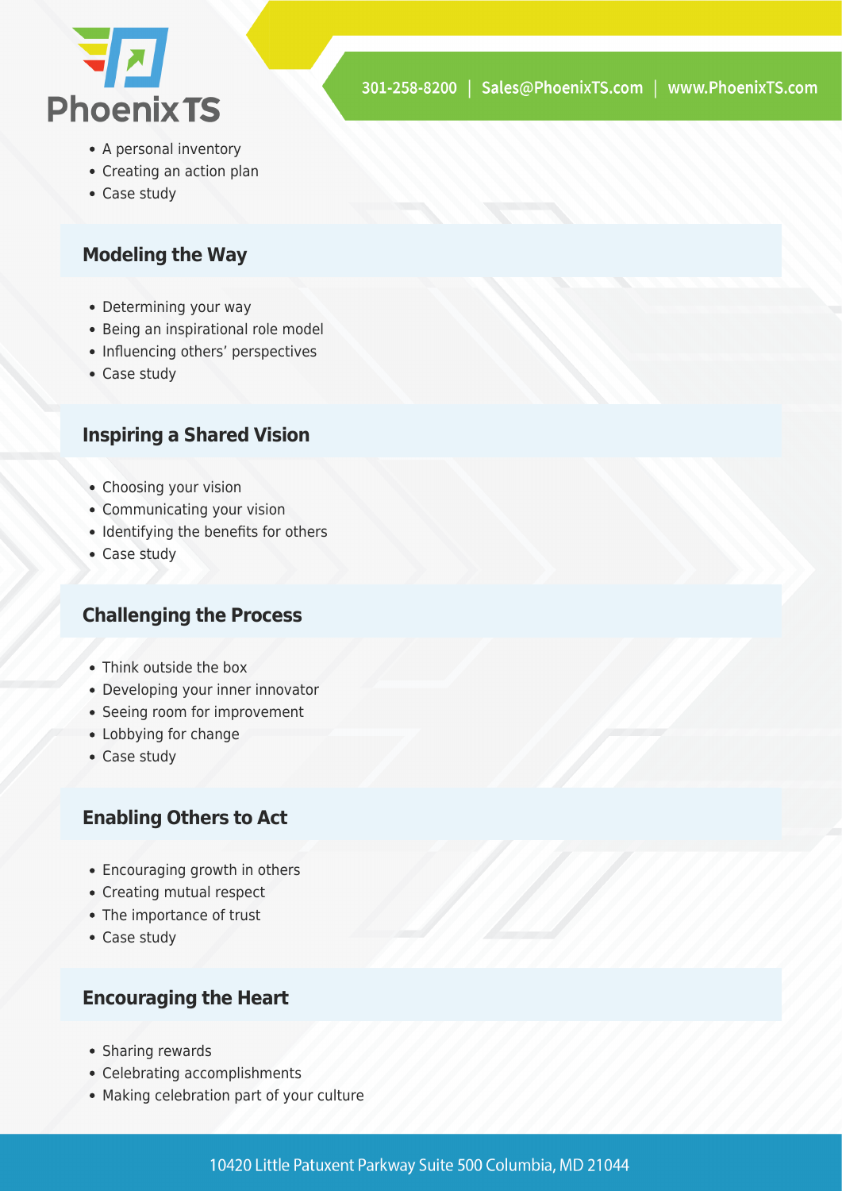- A personal inventory
- Creating an action plan
- Case study

### Modeling the Way

- Determining your way
- Being an inspirational role model
- Influencing others' perspectives
- Case study

### Inspiring a Shared Vision

- Choosing your vision
- Communicating your vision
- Identifying the benefits for others
- Case study

### Challenging the Process

- Think outside the box
- Developing your inner innovator
- Seeing room for improvement
- Lobbying for change
- Case study

### Enabling Others to Act

- Encouraging growth in others
- Creating mutual respect
- The importance of trust
- Case study

### Encouraging the Heart

- Sharing rewards
- Celebrating accomplishments
- Making celebration part of your culture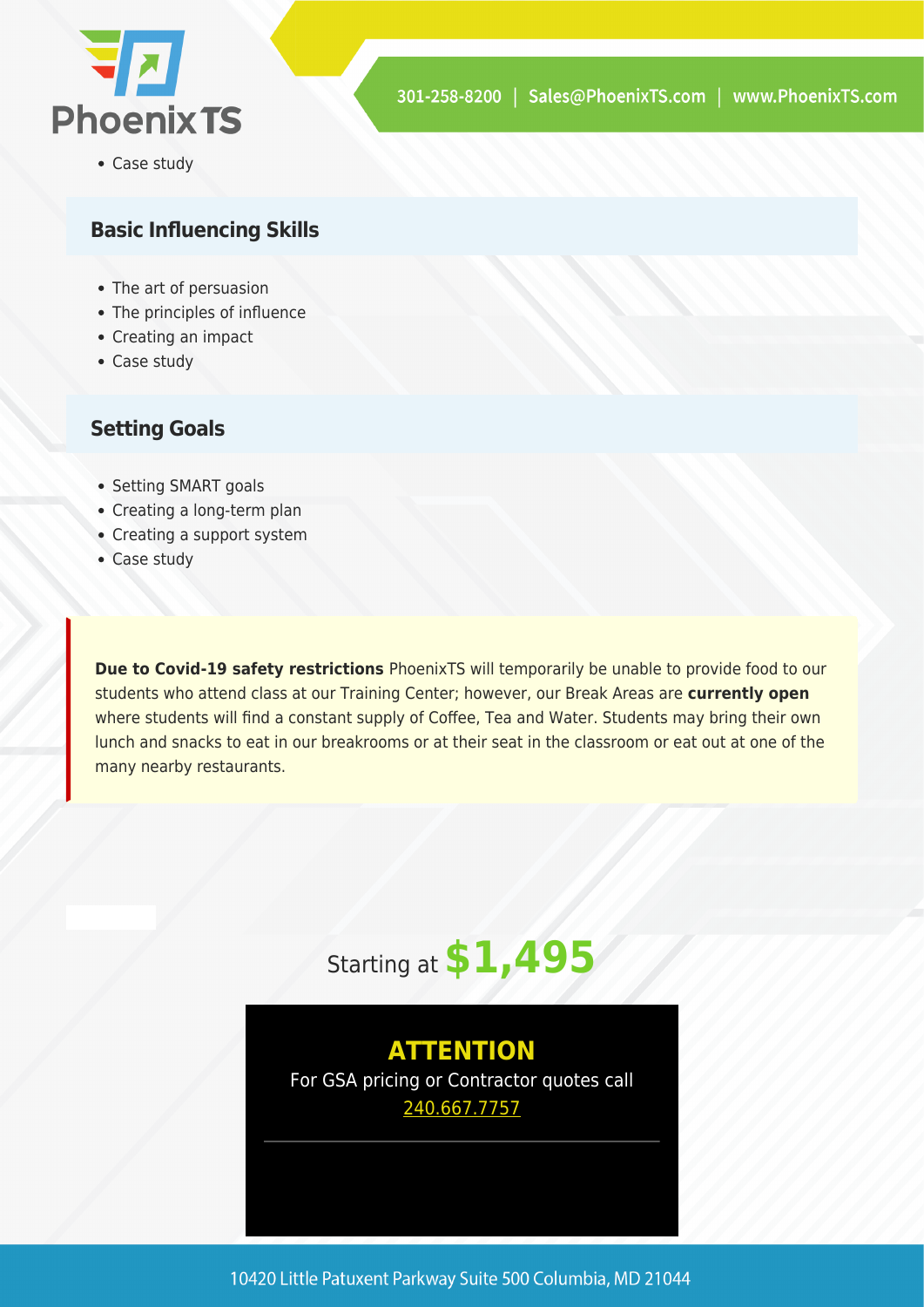- Case study

### Basic Influencing Skills

- The art of persuasion
- The principles of influence
- Creating an impact
- Case study

### Setting Goals

- Setting SMART goals
- Creating a long-term plan
- Creating a support system
- Case study

**Due to Covid-19 safety restrictions** PhoenixTS will temporarily be unable to provide food to our students who attend class at our Training Center; however, our Break Areas are **currently open** where students will find a constant supply of Coffee, Tea and Water. Students may bring their own lunch and snacks to eat in our breakrooms or at their seat in the classroom or eat out at one of the many nearby restaurants.

Starting at **$1,495**

**ATTENTION**

For GSA pricing or Contractor quotes call 240.667.7757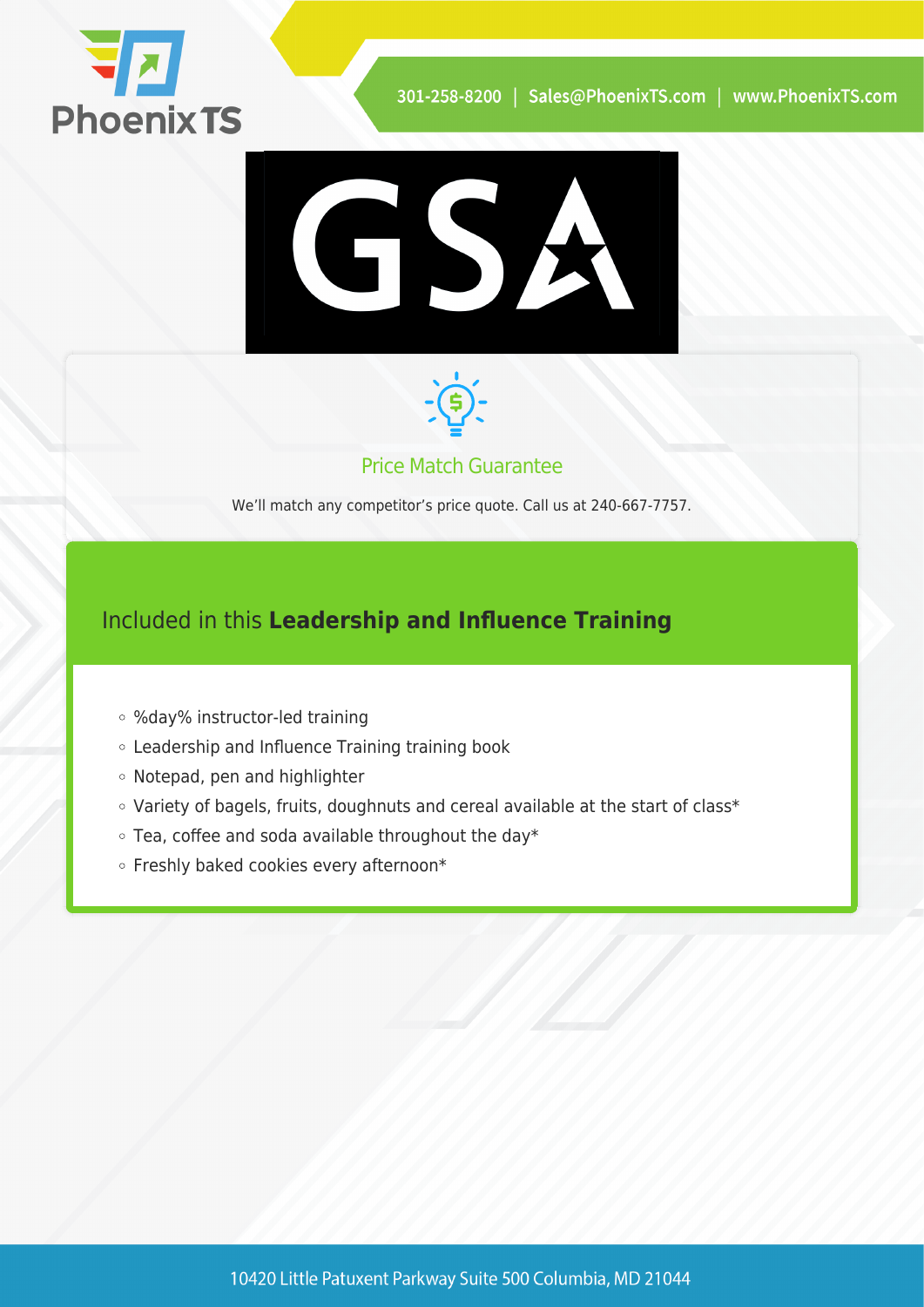## Price Match Guarantee

We'll match any competitor's price quote. Call us at 240-667-7757.

## Included in this **Leadership and Influence Training**

- %day% instructor-led training
- Leadership and Influence Training training book
- Notepad, pen and highlighter
- Variety of bagels, fruits, doughnuts and cereal available at the start of class*
- Tea, coffee and soda available throughout the day*
- Freshly baked cookies every afternoon*

10420 Little Patuxent Parkway Suite 500 Columbia, MD 21044